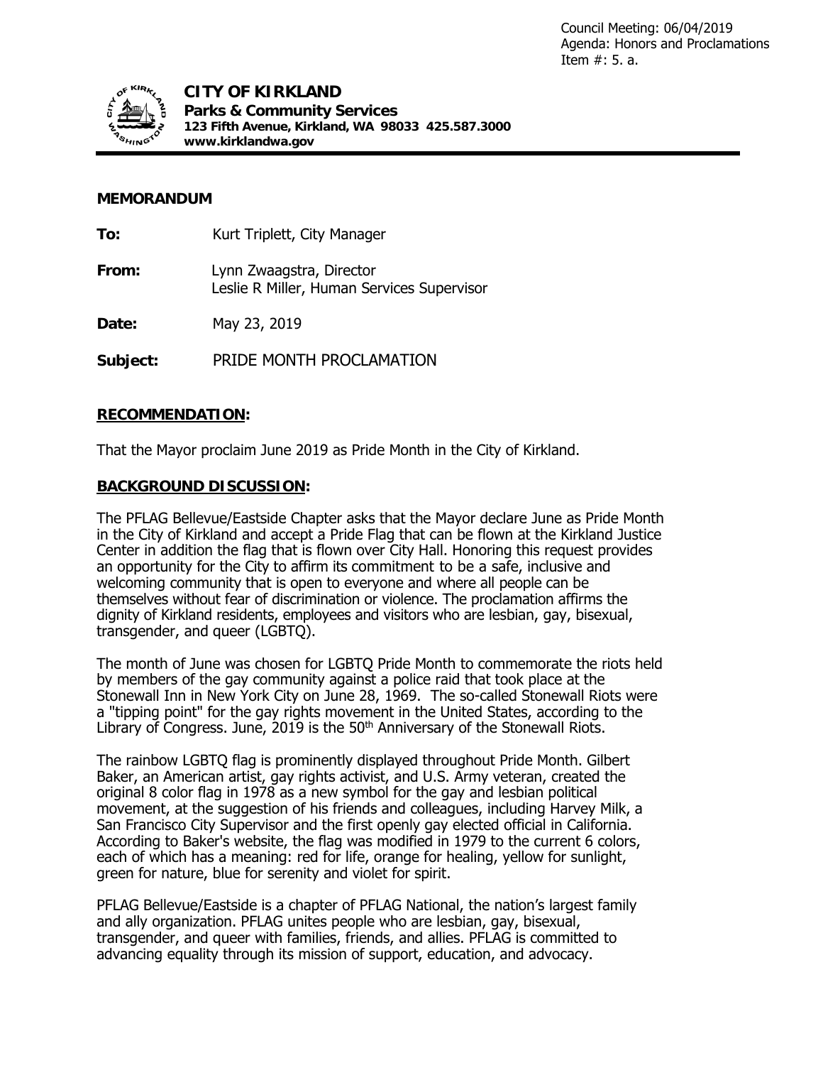Council Meeting: 06/04/2019
Agenda: Honors and Proclamations
Item #: 5. a.

**CITY OF KIRKLAND**
**Parks & Community Services**
**123 Fifth Avenue, Kirkland, WA 98033 425.587.3000**
**www.kirklandwa.gov**

---

**MEMORANDUM**

**To:** Kurt Triplett, City Manager

**From:** Lynn Zwaagstra, Director
Leslie R Miller, Human Services Supervisor

**Date:** May 23, 2019

**Subject:** PRIDE MONTH PROCLAMATION

## RECOMMENDATION:

That the Mayor proclaim June 2019 as Pride Month in the City of Kirkland.

## BACKGROUND DISCUSSION:

The PFLAG Bellevue/Eastside Chapter asks that the Mayor declare June as Pride Month in the City of Kirkland and accept a Pride Flag that can be flown at the Kirkland Justice Center in addition the flag that is flown over City Hall. Honoring this request provides an opportunity for the City to affirm its commitment to be a safe, inclusive and welcoming community that is open to everyone and where all people can be themselves without fear of discrimination or violence. The proclamation affirms the dignity of Kirkland residents, employees and visitors who are lesbian, gay, bisexual, transgender, and queer (LGBTQ).

The month of June was chosen for LGBTQ Pride Month to commemorate the riots held by members of the gay community against a police raid that took place at the Stonewall Inn in New York City on June 28, 1969. The so-called Stonewall Riots were a "tipping point" for the gay rights movement in the United States, according to the Library of Congress. June, 2019 is the 50th Anniversary of the Stonewall Riots.

The rainbow LGBTQ flag is prominently displayed throughout Pride Month. Gilbert Baker, an American artist, gay rights activist, and U.S. Army veteran, created the original 8 color flag in 1978 as a new symbol for the gay and lesbian political movement, at the suggestion of his friends and colleagues, including Harvey Milk, a San Francisco City Supervisor and the first openly gay elected official in California. According to Baker's website, the flag was modified in 1979 to the current 6 colors, each of which has a meaning: red for life, orange for healing, yellow for sunlight, green for nature, blue for serenity and violet for spirit.

PFLAG Bellevue/Eastside is a chapter of PFLAG National, the nation's largest family and ally organization. PFLAG unites people who are lesbian, gay, bisexual, transgender, and queer with families, friends, and allies. PFLAG is committed to advancing equality through its mission of support, education, and advocacy.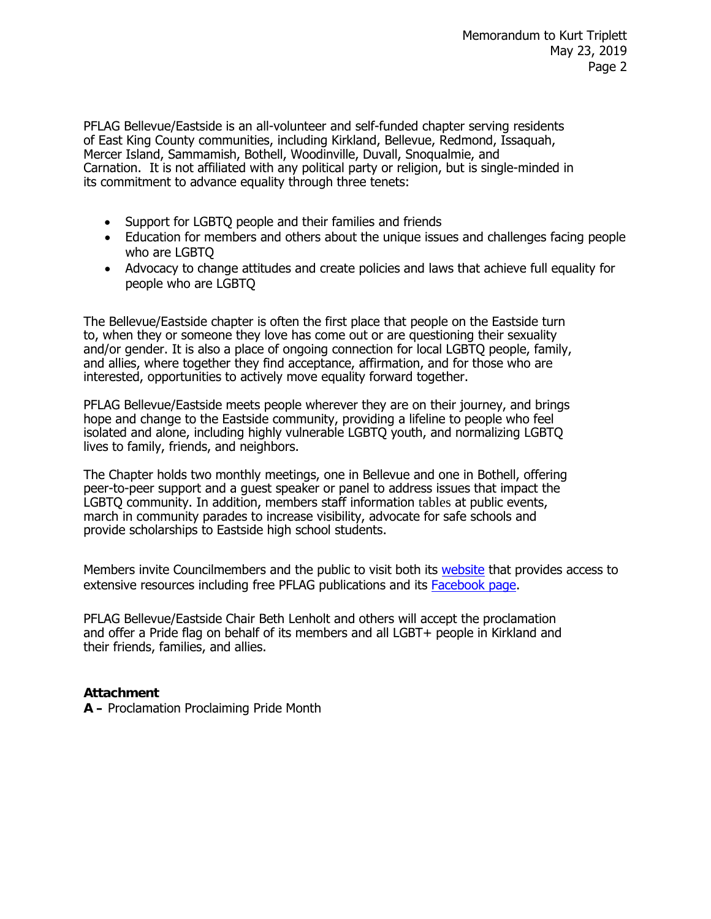PFLAG Bellevue/Eastside is an all-volunteer and self-funded chapter serving residents of East King County communities, including Kirkland, Bellevue, Redmond, Issaquah, Mercer Island, Sammamish, Bothell, Woodinville, Duvall, Snoqualmie, and Carnation. It is not affiliated with any political party or religion, but is single-minded in its commitment to advance equality through three tenets:

- Support for LGBTQ people and their families and friends
- Education for members and others about the unique issues and challenges facing people who are LGBTQ
- Advocacy to change attitudes and create policies and laws that achieve full equality for people who are LGBTQ

The Bellevue/Eastside chapter is often the first place that people on the Eastside turn to, when they or someone they love has come out or are questioning their sexuality and/or gender. It is also a place of ongoing connection for local LGBTQ people, family, and allies, where together they find acceptance, affirmation, and for those who are interested, opportunities to actively move equality forward together.

PFLAG Bellevue/Eastside meets people wherever they are on their journey, and brings hope and change to the Eastside community, providing a lifeline to people who feel isolated and alone, including highly vulnerable LGBTQ youth, and normalizing LGBTQ lives to family, friends, and neighbors.

The Chapter holds two monthly meetings, one in Bellevue and one in Bothell, offering peer-to-peer support and a guest speaker or panel to address issues that impact the LGBTQ community. In addition, members staff information tables at public events, march in community parades to increase visibility, advocate for safe schools and provide scholarships to Eastside high school students.

Members invite Councilmembers and the public to visit both its website that provides access to extensive resources including free PFLAG publications and its Facebook page.

PFLAG Bellevue/Eastside Chair Beth Lenholt and others will accept the proclamation and offer a Pride flag on behalf of its members and all LGBT+ people in Kirkland and their friends, families, and allies.

**Attachment**

**A –** Proclamation Proclaiming Pride Month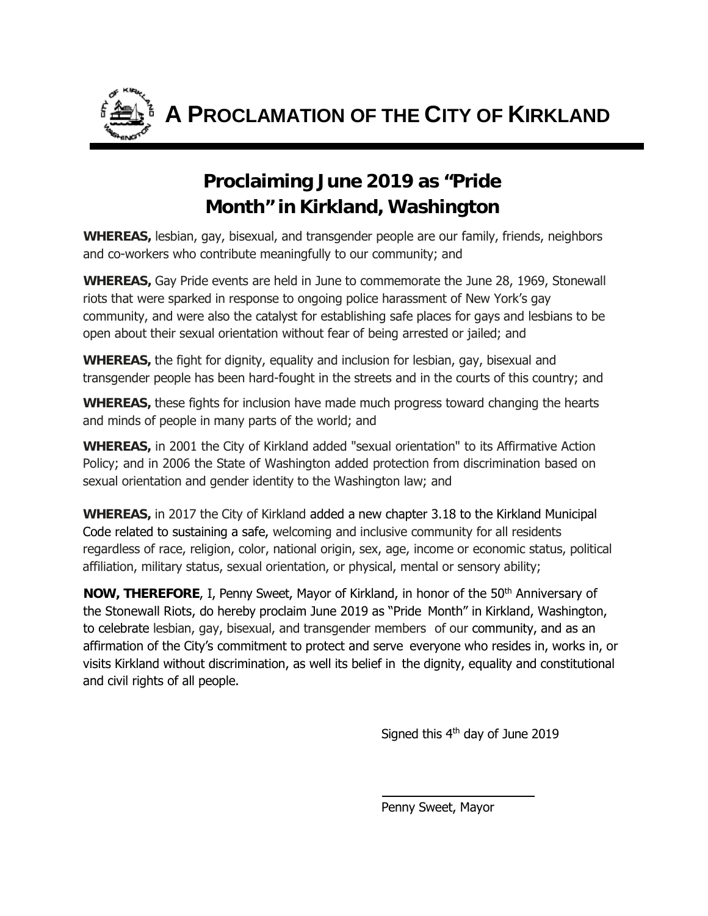# A PROCLAMATION OF THE CITY OF KIRKLAND

## Proclaiming June 2019 as "Pride Month" in Kirkland, Washington

**WHEREAS,** lesbian, gay, bisexual, and transgender people are our family, friends, neighbors and co-workers who contribute meaningfully to our community; and

**WHEREAS,** Gay Pride events are held in June to commemorate the June 28, 1969, Stonewall riots that were sparked in response to ongoing police harassment of New York's gay community, and were also the catalyst for establishing safe places for gays and lesbians to be open about their sexual orientation without fear of being arrested or jailed; and

**WHEREAS,** the fight for dignity, equality and inclusion for lesbian, gay, bisexual and transgender people has been hard-fought in the streets and in the courts of this country; and

**WHEREAS,** these fights for inclusion have made much progress toward changing the hearts and minds of people in many parts of the world; and

**WHEREAS,** in 2001 the City of Kirkland added "sexual orientation" to its Affirmative Action Policy; and in 2006 the State of Washington added protection from discrimination based on sexual orientation and gender identity to the Washington law; and

**WHEREAS,** in 2017 the City of Kirkland added a new chapter 3.18 to the Kirkland Municipal Code related to sustaining a safe, welcoming and inclusive community for all residents regardless of race, religion, color, national origin, sex, age, income or economic status, political affiliation, military status, sexual orientation, or physical, mental or sensory ability;

**NOW, THEREFORE**, I, Penny Sweet, Mayor of Kirkland, in honor of the 50th Anniversary of the Stonewall Riots, do hereby proclaim June 2019 as "Pride Month" in Kirkland, Washington, to celebrate lesbian, gay, bisexual, and transgender members of our community, and as an affirmation of the City's commitment to protect and serve everyone who resides in, works in, or visits Kirkland without discrimination, as well its belief in the dignity, equality and constitutional and civil rights of all people.

Signed this 4th day of June 2019

Penny Sweet, Mayor